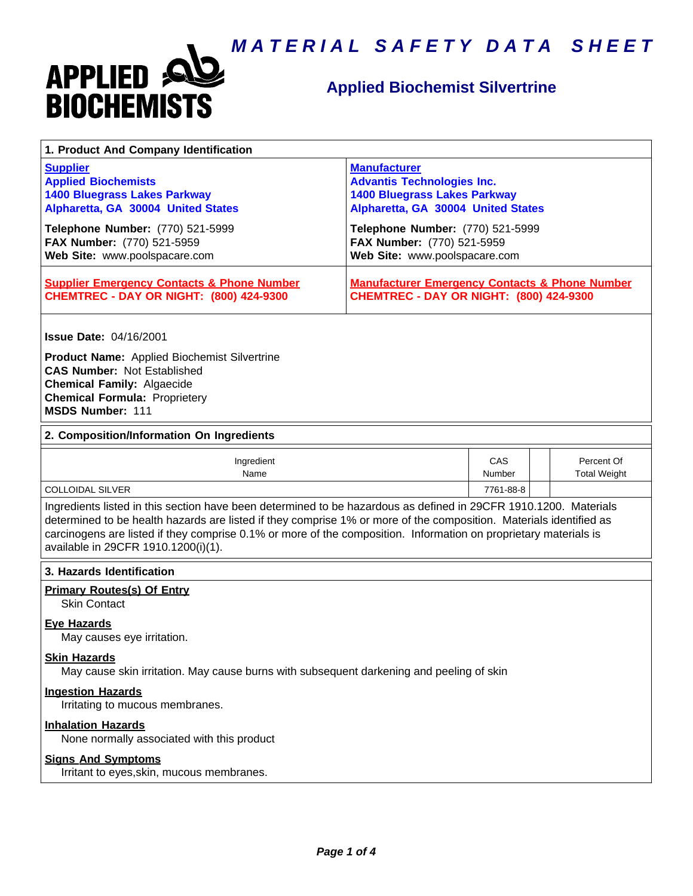# MATERIAL SAFETY DATA SHEET

**APPLIED BIOCHEMISTS**

## Applied Biochemist Silvertrine

### 1. Product And Company Identification

**Supplier**
**Applied Biochemists**
**1400 Bluegrass Lakes Parkway**
**Alpharetta, GA 30004 United States**

**Telephone Number:** (770) 521-5999
**FAX Number:** (770) 521-5959
**Web Site:** www.poolspacare.com

**Manufacturer**
**Advantis Technologies Inc.**
**1400 Bluegrass Lakes Parkway**
**Alpharetta, GA 30004 United States**

**Telephone Number:** (770) 521-5999
**FAX Number:** (770) 521-5959
**Web Site:** www.poolspacare.com

**Supplier Emergency Contacts & Phone Number**
**CHEMTREC - DAY OR NIGHT: (800) 424-9300**

**Manufacturer Emergency Contacts & Phone Number**
**CHEMTREC - DAY OR NIGHT: (800) 424-9300**

**Issue Date:** 04/16/2001

**Product Name:** Applied Biochemist Silvertrine
**CAS Number:** Not Established
**Chemical Family:** Algaecide
**Chemical Formula:** Proprietery
**MSDS Number:** 111

### 2. Composition/Information On Ingredients

| Ingredient Name | CAS Number | | Percent Of Total Weight |
|---|---|---|---|
| COLLOIDAL SILVER | 7761-88-8 | | |

Ingredients listed in this section have been determined to be hazardous as defined in 29CFR 1910.1200. Materials determined to be health hazards are listed if they comprise 1% or more of the composition. Materials identified as carcinogens are listed if they comprise 0.1% or more of the composition. Information on proprietary materials is available in 29CFR 1910.1200(i)(1).

### 3. Hazards Identification

**Primary Routes(s) Of Entry**
Skin Contact

**Eye Hazards**
May causes eye irritation.

**Skin Hazards**
May cause skin irritation. May cause burns with subsequent darkening and peeling of skin

**Ingestion Hazards**
Irritating to mucous membranes.

**Inhalation Hazards**
None normally associated with this product

**Signs And Symptoms**
Irritant to eyes,skin, mucous membranes.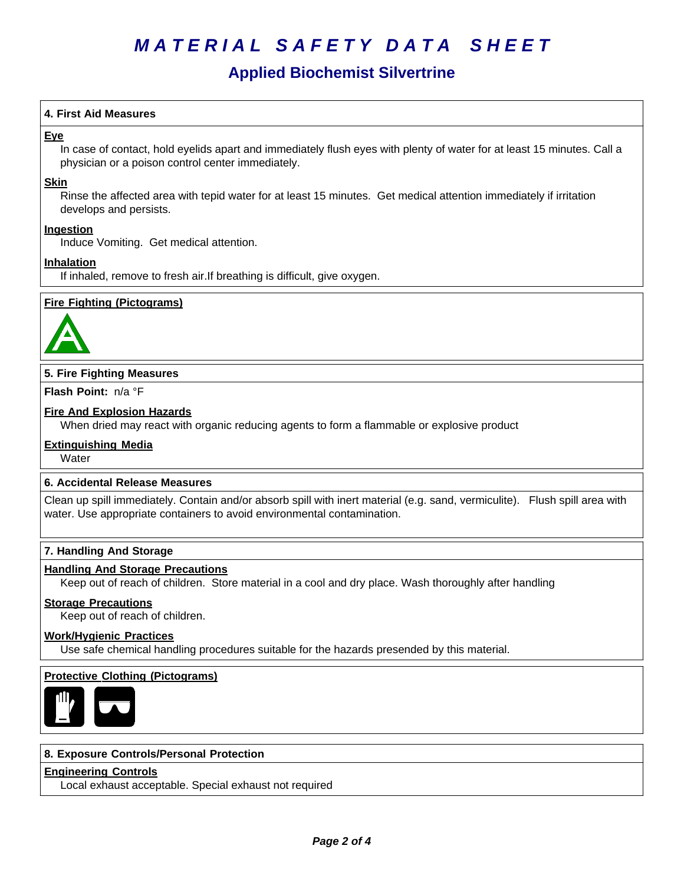# MATERIAL SAFETY DATA SHEET

## Applied Biochemist Silvertrine

### 4. First Aid Measures

**Eye**

In case of contact, hold eyelids apart and immediately flush eyes with plenty of water for at least 15 minutes. Call a physician or a poison control center immediately.

**Skin**

Rinse the affected area with tepid water for at least 15 minutes. Get medical attention immediately if irritation develops and persists.

**Ingestion**

Induce Vomiting. Get medical attention.

**Inhalation**

If inhaled, remove to fresh air.If breathing is difficult, give oxygen.

**Fire Fighting (Pictograms)**

### 5. Fire Fighting Measures

**Flash Point:** n/a °F

**Fire And Explosion Hazards**

When dried may react with organic reducing agents to form a flammable or explosive product

**Extinguishing Media**

Water

### 6. Accidental Release Measures

Clean up spill immediately. Contain and/or absorb spill with inert material (e.g. sand, vermiculite). Flush spill area with water. Use appropriate containers to avoid environmental contamination.

### 7. Handling And Storage

**Handling And Storage Precautions**

Keep out of reach of children. Store material in a cool and dry place. Wash thoroughly after handling

**Storage Precautions**

Keep out of reach of children.

**Work/Hygienic Practices**

Use safe chemical handling procedures suitable for the hazards presended by this material.

**Protective Clothing (Pictograms)**

### 8. Exposure Controls/Personal Protection

**Engineering Controls**

Local exhaust acceptable. Special exhaust not required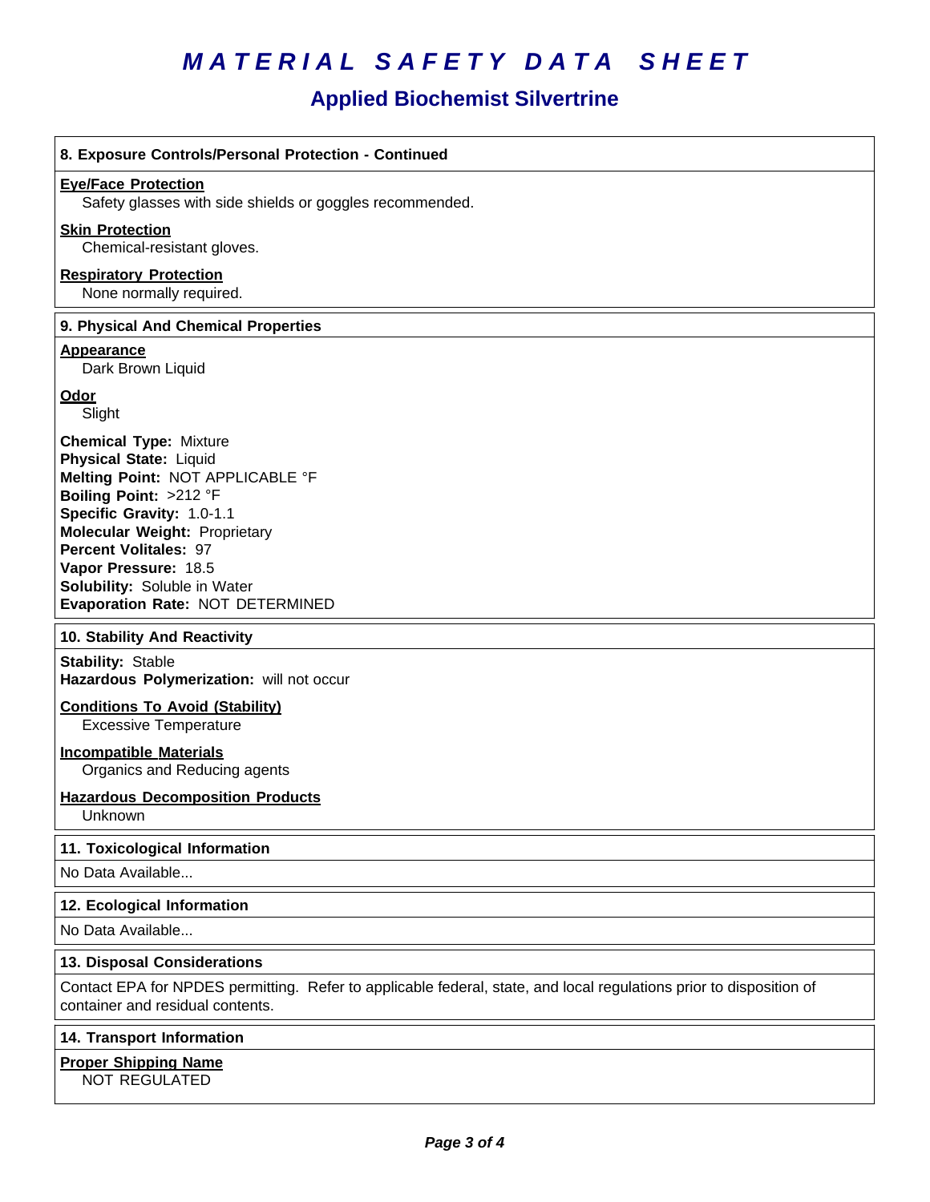## 8. Exposure Controls/Personal Protection - Continued

**Eye/Face Protection**

Safety glasses with side shields or goggles recommended.

**Skin Protection**

Chemical-resistant gloves.

**Respiratory Protection**

None normally required.

## 9. Physical And Chemical Properties

**Appearance**

Dark Brown Liquid

**Odor**

Slight

**Chemical Type:** Mixture
**Physical State:** Liquid
**Melting Point:** NOT APPLICABLE °F
**Boiling Point:** >212 °F
**Specific Gravity:** 1.0-1.1
**Molecular Weight:** Proprietary
**Percent Volitales:** 97
**Vapor Pressure:** 18.5
**Solubility:** Soluble in Water
**Evaporation Rate:** NOT DETERMINED

## 10. Stability And Reactivity

**Stability:** Stable
**Hazardous Polymerization:** will not occur

**Conditions To Avoid (Stability)**

Excessive Temperature

**Incompatible Materials**

Organics and Reducing agents

**Hazardous Decomposition Products**

Unknown

## 11. Toxicological Information

No Data Available...

## 12. Ecological Information

No Data Available...

## 13. Disposal Considerations

Contact EPA for NPDES permitting. Refer to applicable federal, state, and local regulations prior to disposition of container and residual contents.

## 14. Transport Information

**Proper Shipping Name**

NOT REGULATED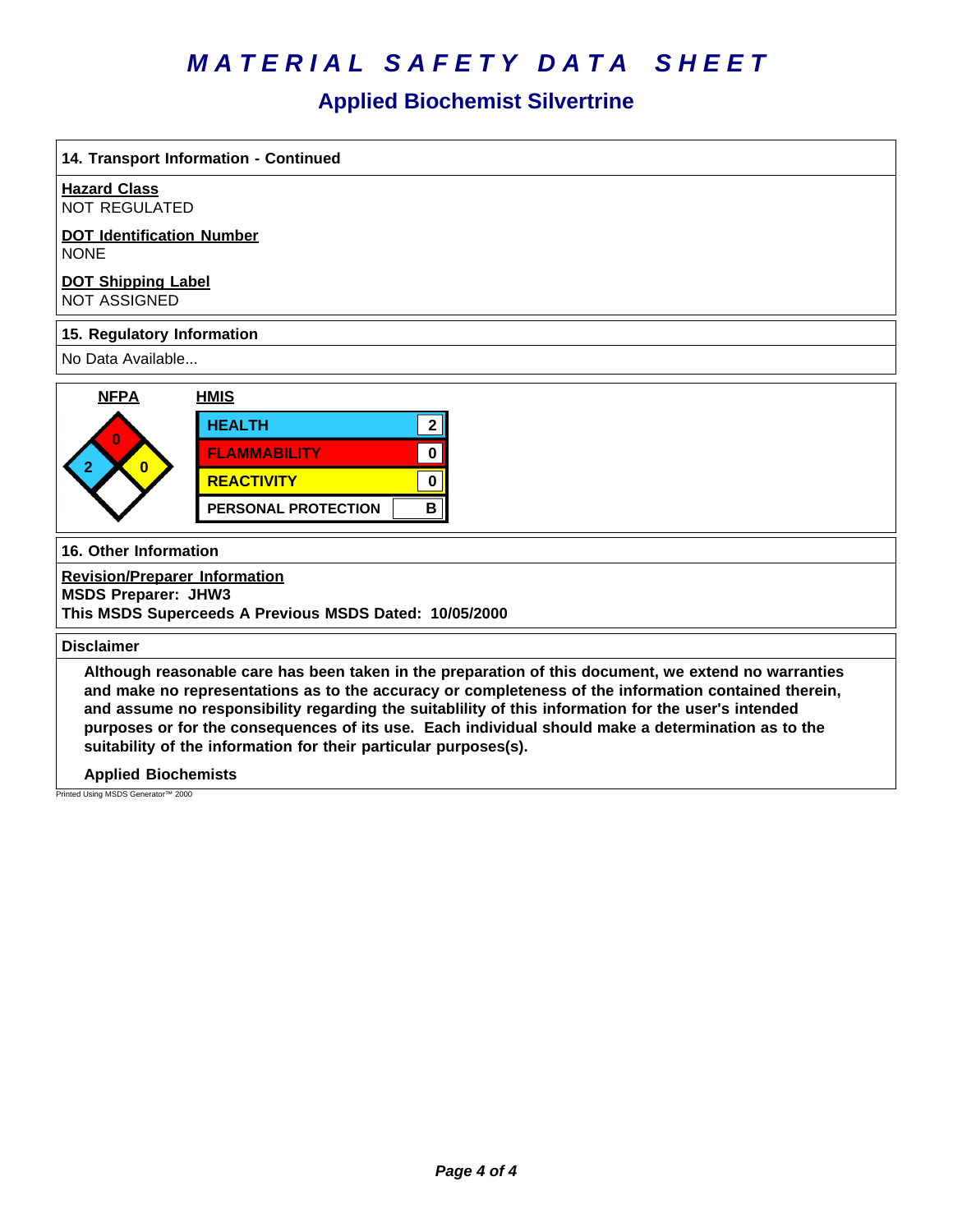# MATERIAL SAFETY DATA SHEET

## Applied Biochemist Silvertrine

### 14. Transport Information - Continued

**Hazard Class**
NOT REGULATED

**DOT Identification Number**
NONE

**DOT Shipping Label**
NOT ASSIGNED

### 15. Regulatory Information

No Data Available...

**NFPA**

0
2
0

**HMIS**

| | |
|---|---|
| HEALTH | 2 |
| FLAMMABILITY | 0 |
| REACTIVITY | 0 |
| PERSONAL PROTECTION | B |

### 16. Other Information

**Revision/Preparer Information**
**MSDS Preparer: JHW3**
**This MSDS Superceeds A Previous MSDS Dated: 10/05/2000**

### Disclaimer

**Although reasonable care has been taken in the preparation of this document, we extend no warranties and make no representations as to the accuracy or completeness of the information contained therein, and assume no responsibility regarding the suitablility of this information for the user's intended purposes or for the consequences of its use. Each individual should make a determination as to the suitability of the information for their particular purposes(s).**

**Applied Biochemists**

Printed Using MSDS Generator™ 2000